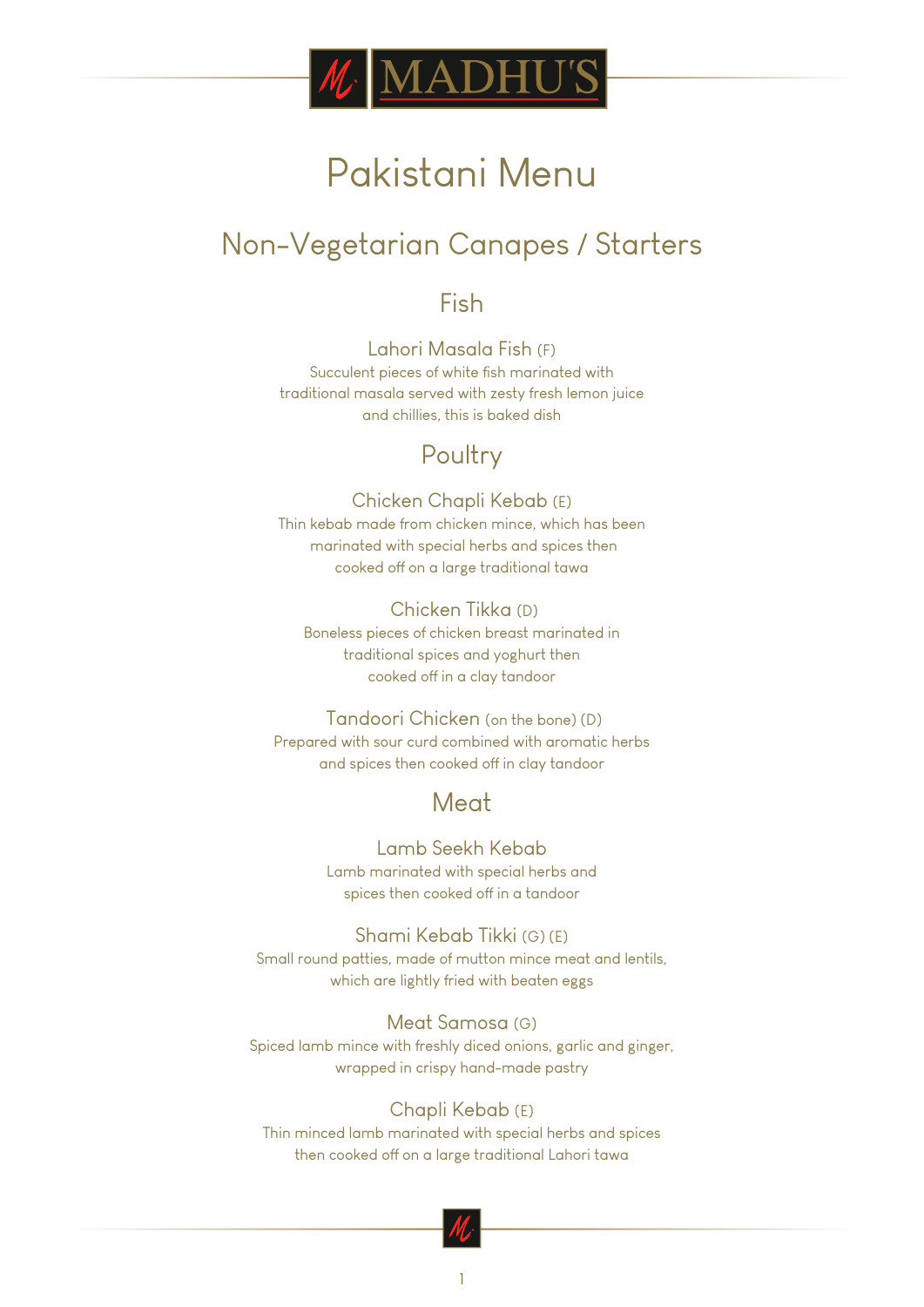# MADHU'S

# Pakistani Menu

## Non-Vegetarian Canapes / Starters

### Fish

**Lahori Masala Fish** (F)
Succulent pieces of white fish marinated with traditional masala served with zesty fresh lemon juice and chillies, this is baked dish

### Poultry

**Chicken Chapli Kebab** (E)
Thin kebab made from chicken mince, which has been marinated with special herbs and spices then cooked off on a large traditional tawa

**Chicken Tikka** (D)
Boneless pieces of chicken breast marinated in traditional spices and yoghurt then cooked off in a clay tandoor

**Tandoori Chicken** (on the bone) (D)
Prepared with sour curd combined with aromatic herbs and spices then cooked off in clay tandoor

### Meat

**Lamb Seekh Kebab**
Lamb marinated with special herbs and spices then cooked off in a tandoor

**Shami Kebab Tikki** (G) (E)
Small round patties, made of mutton mince meat and lentils, which are lightly fried with beaten eggs

**Meat Samosa** (G)
Spiced lamb mince with freshly diced onions, garlic and ginger, wrapped in crispy hand-made pastry

**Chapli Kebab** (E)
Thin minced lamb marinated with special herbs and spices then cooked off on a large traditional Lahori tawa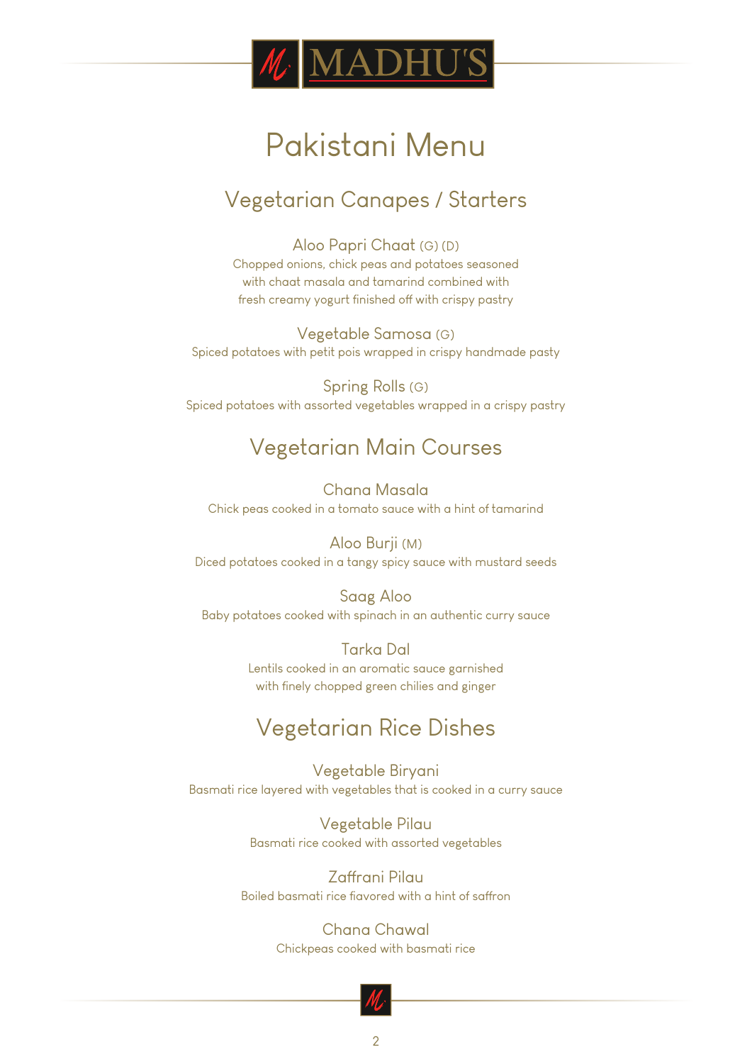MADHU'S

# Pakistani Menu

## Vegetarian Canapes / Starters

### Aloo Papri Chaat (G) (D)

Chopped onions, chick peas and potatoes seasoned with chaat masala and tamarind combined with fresh creamy yogurt finished off with crispy pastry

### Vegetable Samosa (G)

Spiced potatoes with petit pois wrapped in crispy handmade pasty

### Spring Rolls (G)

Spiced potatoes with assorted vegetables wrapped in a crispy pastry

## Vegetarian Main Courses

### Chana Masala

Chick peas cooked in a tomato sauce with a hint of tamarind

### Aloo Burji (M)

Diced potatoes cooked in a tangy spicy sauce with mustard seeds

### Saag Aloo

Baby potatoes cooked with spinach in an authentic curry sauce

### Tarka Dal

Lentils cooked in an aromatic sauce garnished with finely chopped green chilies and ginger

## Vegetarian Rice Dishes

### Vegetable Biryani

Basmati rice layered with vegetables that is cooked in a curry sauce

### Vegetable Pilau

Basmati rice cooked with assorted vegetables

### Zaffrani Pilau

Boiled basmati rice flavored with a hint of saffron

### Chana Chawal

Chickpeas cooked with basmati rice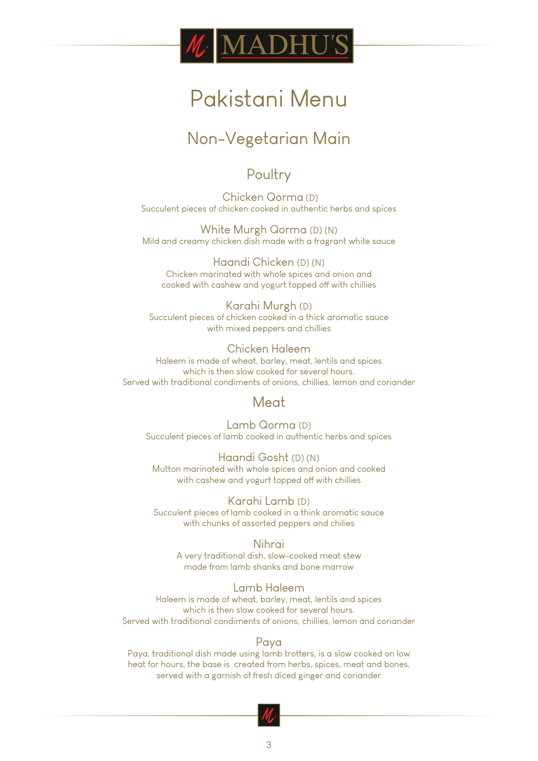# MADHU'S

# Pakistani Menu

## Non-Vegetarian Main

### Poultry

**Chicken Qorma** (D)
Succulent pieces of chicken cooked in authentic herbs and spices

**White Murgh Qorma** (D) (N)
Mild and creamy chicken dish made with a fragrant white sauce

**Haandi Chicken** (D) (N)
Chicken marinated with whole spices and onion and cooked with cashew and yogurt topped off with chillies

**Karahi Murgh** (D)
Succulent pieces of chicken cooked in a thick aromatic sauce with mixed peppers and chillies

**Chicken Haleem**
Haleem is made of wheat, barley, meat, lentils and spices which is then slow cooked for several hours.
Served with traditional condiments of onions, chillies, lemon and coriander

### Meat

**Lamb Qorma** (D)
Succulent pieces of lamb cooked in authentic herbs and spices

**Haandi Gosht** (D) (N)
Mutton marinated with whole spices and onion and cooked with cashew and yogurt topped off with chillies

**Karahi Lamb** (D)
Succulent pieces of lamb cooked in a think aromatic sauce with chunks of assorted peppers and chilies

**Nihrai**
A very traditional dish, slow-cooked meat stew made from lamb shanks and bone marrow

**Lamb Haleem**
Haleem is made of wheat, barley, meat, lentils and spices which is then slow cooked for several hours.
Served with traditional condiments of onions, chillies, lemon and coriander

**Paya**
Paya, traditional dish made using lamb trotters, is a slow cooked on low heat for hours, the base is created from herbs, spices, meat and bones, served with a garnish of fresh diced ginger and coriander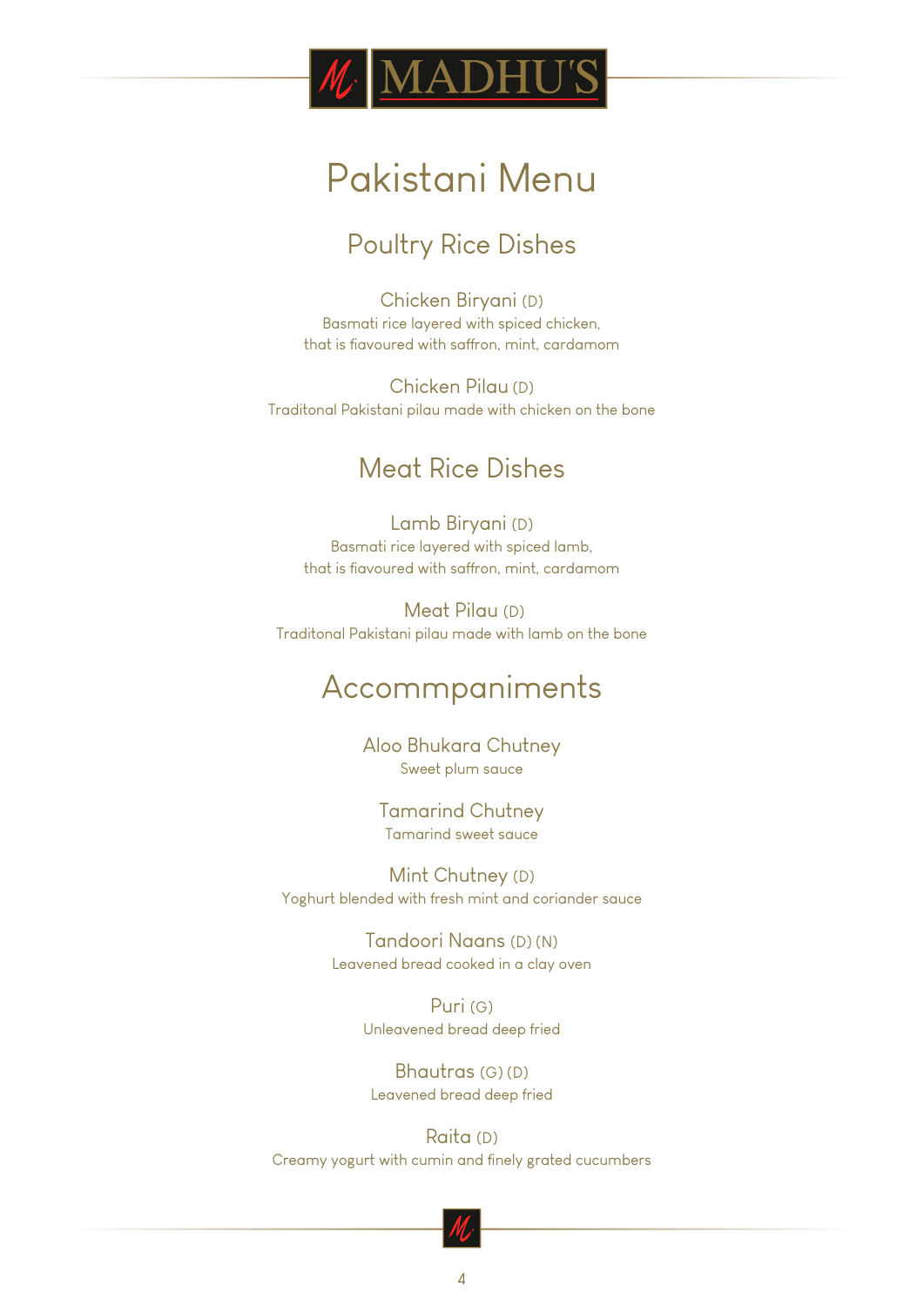# MADHU'S

# Pakistani Menu

## Poultry Rice Dishes

**Chicken Biryani** (D)
Basmati rice layered with spiced chicken,
that is fiavoured with saffron, mint, cardamom

**Chicken Pilau** (D)
Traditonal Pakistani pilau made with chicken on the bone

## Meat Rice Dishes

**Lamb Biryani** (D)
Basmati rice layered with spiced lamb,
that is fiavoured with saffron, mint, cardamom

**Meat Pilau** (D)
Traditonal Pakistani pilau made with lamb on the bone

## Accommpaniments

**Aloo Bhukara Chutney**
Sweet plum sauce

**Tamarind Chutney**
Tamarind sweet sauce

**Mint Chutney** (D)
Yoghurt blended with fresh mint and coriander sauce

**Tandoori Naans** (D) (N)
Leavened bread cooked in a clay oven

**Puri** (G)
Unleavened bread deep fried

**Bhautras** (G) (D)
Leavened bread deep fried

**Raita** (D)
Creamy yogurt with cumin and finely grated cucumbers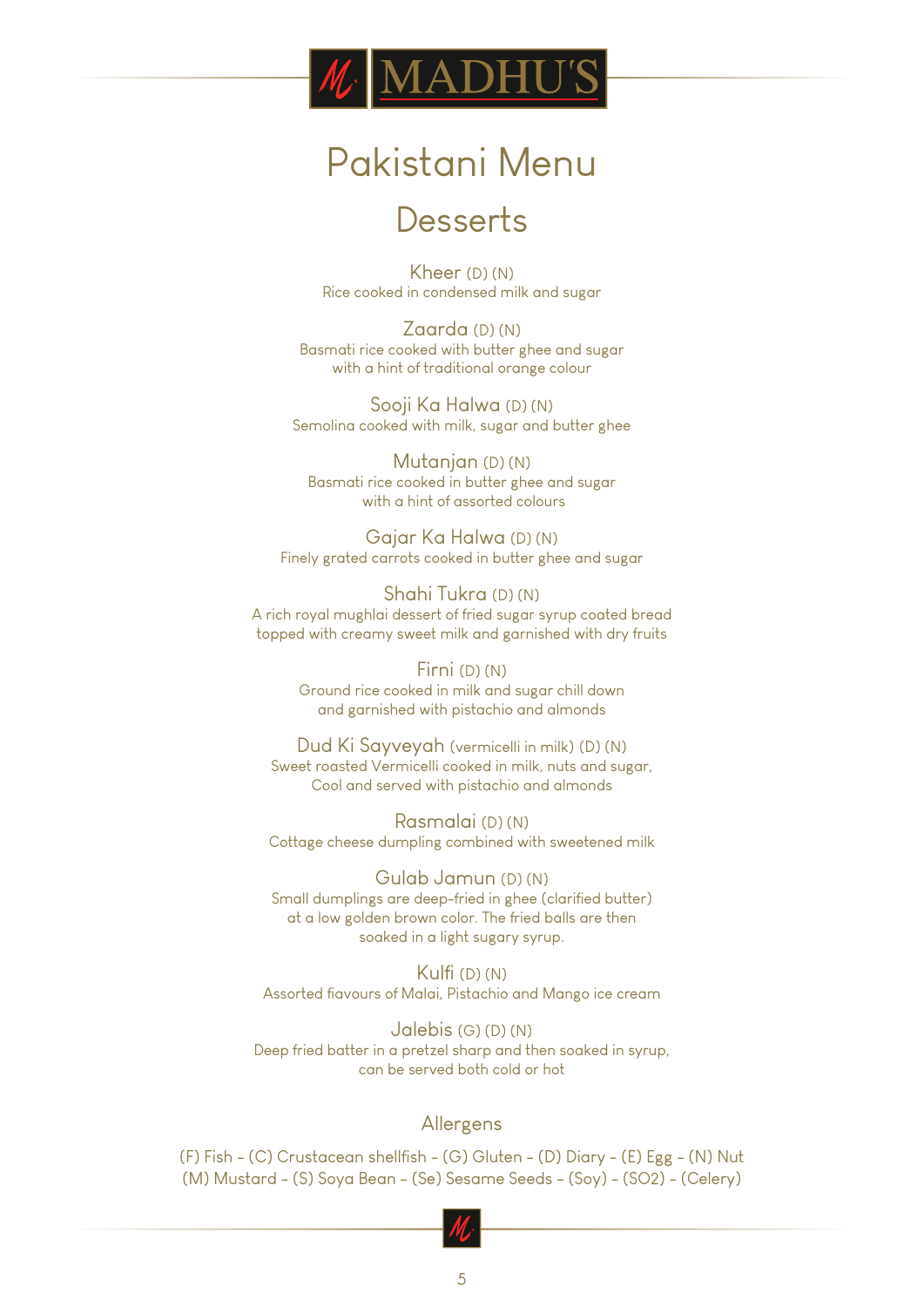# MADHU'S

# Pakistani Menu

## Desserts

**Kheer** (D) (N)
Rice cooked in condensed milk and sugar

**Zaarda** (D) (N)
Basmati rice cooked with butter ghee and sugar with a hint of traditional orange colour

**Sooji Ka Halwa** (D) (N)
Semolina cooked with milk, sugar and butter ghee

**Mutanjan** (D) (N)
Basmati rice cooked in butter ghee and sugar with a hint of assorted colours

**Gajar Ka Halwa** (D) (N)
Finely grated carrots cooked in butter ghee and sugar

**Shahi Tukra** (D) (N)
A rich royal mughlai dessert of fried sugar syrup coated bread topped with creamy sweet milk and garnished with dry fruits

**Firni** (D) (N)
Ground rice cooked in milk and sugar chill down and garnished with pistachio and almonds

**Dud Ki Sayveyah** (vermicelli in milk) (D) (N)
Sweet roasted Vermicelli cooked in milk, nuts and sugar, Cool and served with pistachio and almonds

**Rasmalai** (D) (N)
Cottage cheese dumpling combined with sweetened milk

**Gulab Jamun** (D) (N)
Small dumplings are deep-fried in ghee (clarified butter) at a low golden brown color. The fried balls are then soaked in a light sugary syrup.

**Kulfi** (D) (N)
Assorted fiavours of Malai, Pistachio and Mango ice cream

**Jalebis** (G) (D) (N)
Deep fried batter in a pretzel sharp and then soaked in syrup, can be served both cold or hot

### Allergens

(F) Fish - (C) Crustacean shellfish - (G) Gluten - (D) Diary - (E) Egg - (N) Nut
(M) Mustard - (S) Soya Bean - (Se) Sesame Seeds - (Soy) - (SO2) - (Celery)